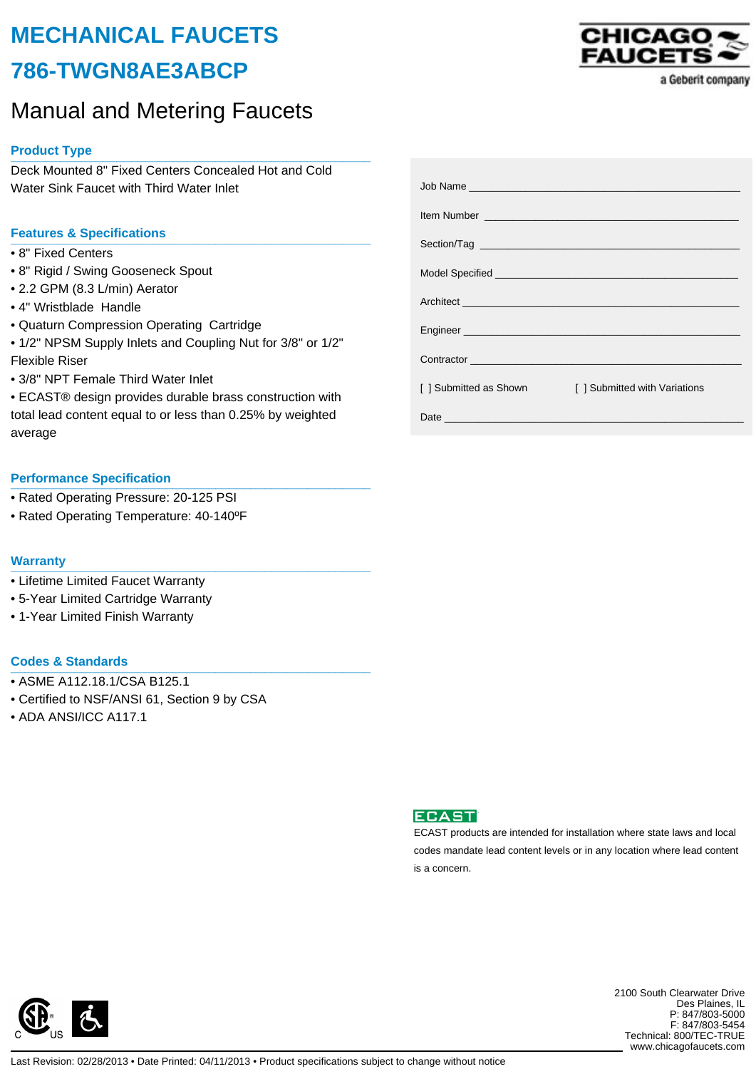# MECHANICAL FAUCETS

# 786-TWGN8AE3ABCP

CHICAGO FAUCETS
a Geberit company

## Manual and Metering Faucets

### Product Type

Deck Mounted 8" Fixed Centers Concealed Hot and Cold Water Sink Faucet with Third Water Inlet

### Features & Specifications

- 8" Fixed Centers
- 8" Rigid / Swing Gooseneck Spout
- 2.2 GPM (8.3 L/min) Aerator
- 4" Wristblade Handle
- Quaturn Compression Operating Cartridge
- 1/2" NPSM Supply Inlets and Coupling Nut for 3/8" or 1/2" Flexible Riser
- 3/8" NPT Female Third Water Inlet
- ECAST® design provides durable brass construction with total lead content equal to or less than 0.25% by weighted average

### Performance Specification

- Rated Operating Pressure: 20-125 PSI
- Rated Operating Temperature: 40-140ºF

### Warranty

- Lifetime Limited Faucet Warranty
- 5-Year Limited Cartridge Warranty
- 1-Year Limited Finish Warranty

### Codes & Standards

- ASME A112.18.1/CSA B125.1
- Certified to NSF/ANSI 61, Section 9 by CSA
- ADA ANSI/ICC A117.1

Job Name ______________________________

Item Number ______________________________

Section/Tag ______________________________

Model Specified ______________________________

Architect ______________________________

Engineer ______________________________

Contractor ______________________________

[ ] Submitted as Shown     [ ] Submitted with Variations

Date ______________________________

ECAST

ECAST products are intended for installation where state laws and local codes mandate lead content levels or in any location where lead content is a concern.

2100 South Clearwater Drive
Des Plaines, IL
P: 847/803-5000
F: 847/803-5454
Technical: 800/TEC-TRUE
www.chicagofaucets.com

Last Revision: 02/28/2013 • Date Printed: 04/11/2013 • Product specifications subject to change without notice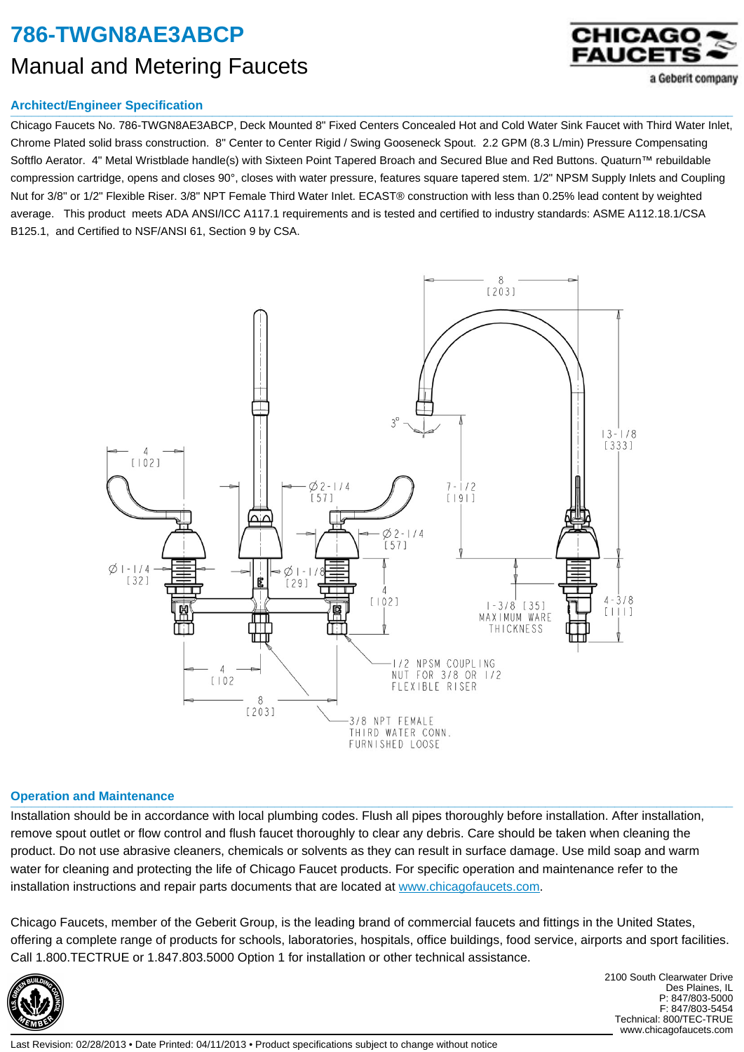# 786-TWGN8AE3ABCP

## Manual and Metering Faucets

CHICAGO FAUCETS
a Geberit company

### Architect/Engineer Specification

Chicago Faucets No. 786-TWGN8AE3ABCP, Deck Mounted 8" Fixed Centers Concealed Hot and Cold Water Sink Faucet with Third Water Inlet, Chrome Plated solid brass construction. 8" Center to Center Rigid / Swing Gooseneck Spout. 2.2 GPM (8.3 L/min) Pressure Compensating Softflo Aerator. 4" Metal Wristblade handle(s) with Sixteen Point Tapered Broach and Secured Blue and Red Buttons. Quaturn™ rebuildable compression cartridge, opens and closes 90°, closes with water pressure, features square tapered stem. 1/2" NPSM Supply Inlets and Coupling Nut for 3/8" or 1/2" Flexible Riser. 3/8" NPT Female Third Water Inlet. ECAST® construction with less than 0.25% lead content by weighted average. This product meets ADA ANSI/ICC A117.1 requirements and is tested and certified to industry standards: ASME A112.18.1/CSA B125.1, and Certified to NSF/ANSI 61, Section 9 by CSA.

8 [203]
4 [102]
3°
13-1/8 [333]
7-1/2 [191]
Ø2-1/4 [57]
Ø2-1/4 [57]
Ø1-1/4 [32]
Ø1-1/8 [29]
4 [102]
1-3/8 [35] MAXIMUM WARE THICKNESS
4-3/8 [111]
4 [102]
8 [203]
1/2 NPSM COUPLING NUT FOR 3/8 OR 1/2 FLEXIBLE RISER
3/8 NPT FEMALE THIRD WATER CONN. FURNISHED LOOSE

### Operation and Maintenance

Installation should be in accordance with local plumbing codes. Flush all pipes thoroughly before installation. After installation, remove spout outlet or flow control and flush faucet thoroughly to clear any debris. Care should be taken when cleaning the product. Do not use abrasive cleaners, chemicals or solvents as they can result in surface damage. Use mild soap and warm water for cleaning and protecting the life of Chicago Faucet products. For specific operation and maintenance refer to the installation instructions and repair parts documents that are located at www.chicagofaucets.com.

Chicago Faucets, member of the Geberit Group, is the leading brand of commercial faucets and fittings in the United States, offering a complete range of products for schools, laboratories, hospitals, office buildings, food service, airports and sport facilities. Call 1.800.TECTRUE or 1.847.803.5000 Option 1 for installation or other technical assistance.

U.S. GREEN BUILDING COUNCIL MEMBER

2100 South Clearwater Drive
Des Plaines, IL
P: 847/803-5000
F: 847/803-5454
Technical: 800/TEC-TRUE
www.chicagofaucets.com

Last Revision: 02/28/2013 • Date Printed: 04/11/2013 • Product specifications subject to change without notice